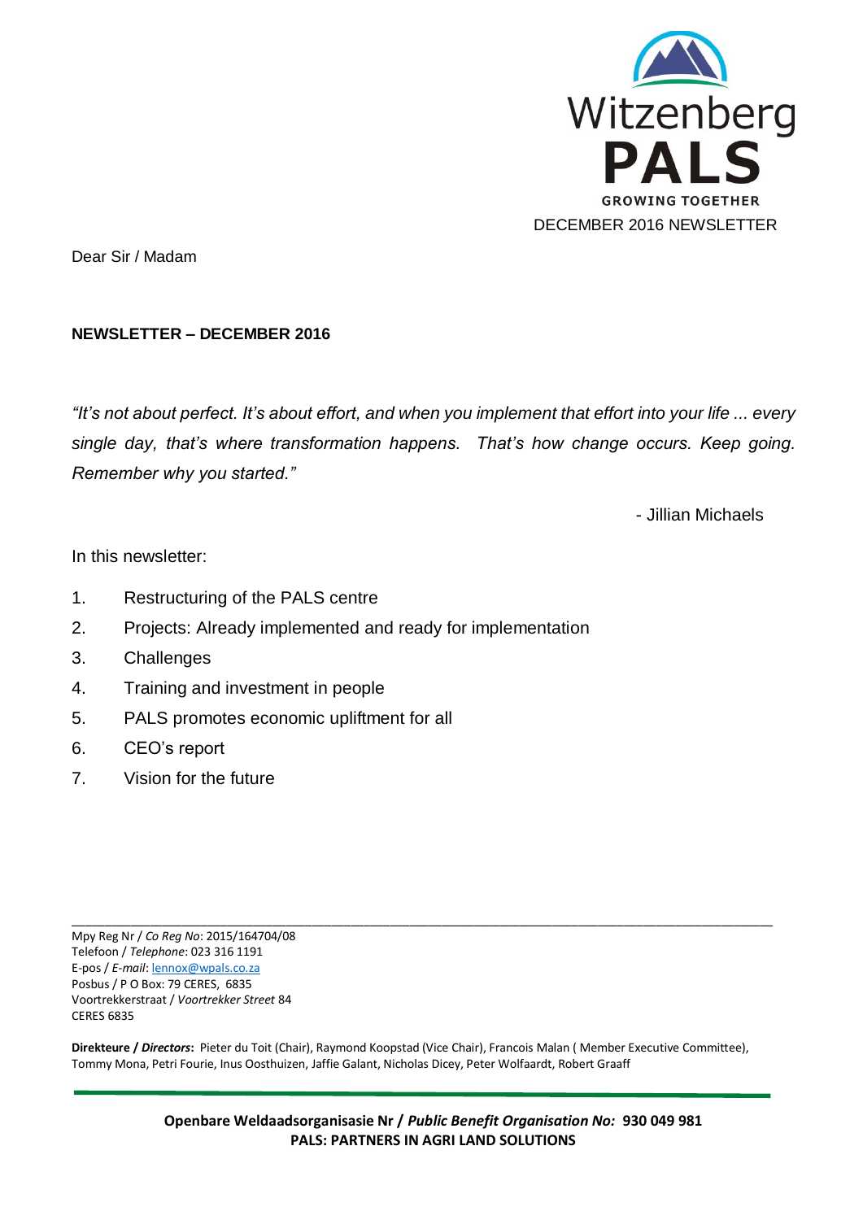Witzenberg
**PALS**
GROWING TOGETHER

DECEMBER 2016 NEWSLETTER

Dear Sir / Madam

**NEWSLETTER – DECEMBER 2016**

*"It's not about perfect. It's about effort, and when you implement that effort into your life ... every single day, that's where transformation happens. That's how change occurs. Keep going. Remember why you started."*

- Jillian Michaels

In this newsletter:

1. Restructuring of the PALS centre
2. Projects: Already implemented and ready for implementation
3. Challenges
4. Training and investment in people
5. PALS promotes economic upliftment for all
6. CEO's report
7. Vision for the future

---

Mpy Reg Nr / *Co Reg No*: 2015/164704/08
Telefoon / *Telephone*: 023 316 1191
E-pos / *E-mail*: lennox@wpals.co.za
Posbus / P O Box: 79 CERES, 6835
Voortrekkerstraat / *Voortrekker Street* 84
CERES 6835

**Direkteure / *Directors*:** Pieter du Toit (Chair), Raymond Koopstad (Vice Chair), Francois Malan ( Member Executive Committee), Tommy Mona, Petri Fourie, Inus Oosthuizen, Jaffie Galant, Nicholas Dicey, Peter Wolfaardt, Robert Graaff

**Openbare Weldaadsorganisasie Nr / *Public Benefit Organisation No:* 930 049 981**
**PALS: PARTNERS IN AGRI LAND SOLUTIONS**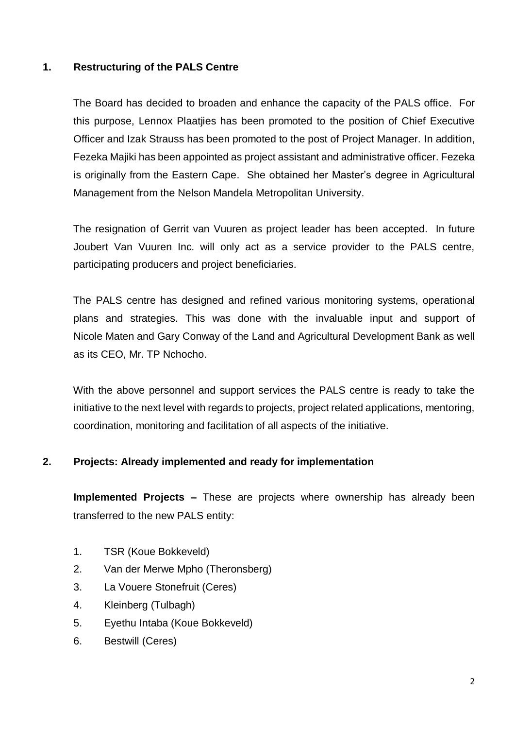## 1. Restructuring of the PALS Centre

The Board has decided to broaden and enhance the capacity of the PALS office. For this purpose, Lennox Plaatjies has been promoted to the position of Chief Executive Officer and Izak Strauss has been promoted to the post of Project Manager. In addition, Fezeka Majiki has been appointed as project assistant and administrative officer. Fezeka is originally from the Eastern Cape. She obtained her Master's degree in Agricultural Management from the Nelson Mandela Metropolitan University.

The resignation of Gerrit van Vuuren as project leader has been accepted. In future Joubert Van Vuuren Inc. will only act as a service provider to the PALS centre, participating producers and project beneficiaries.

The PALS centre has designed and refined various monitoring systems, operational plans and strategies. This was done with the invaluable input and support of Nicole Maten and Gary Conway of the Land and Agricultural Development Bank as well as its CEO, Mr. TP Nchocho.

With the above personnel and support services the PALS centre is ready to take the initiative to the next level with regards to projects, project related applications, mentoring, coordination, monitoring and facilitation of all aspects of the initiative.

## 2. Projects: Already implemented and ready for implementation

**Implemented Projects –** These are projects where ownership has already been transferred to the new PALS entity:

1. TSR (Koue Bokkeveld)
2. Van der Merwe Mpho (Theronsberg)
3. La Vouere Stonefruit (Ceres)
4. Kleinberg (Tulbagh)
5. Eyethu Intaba (Koue Bokkeveld)
6. Bestwill (Ceres)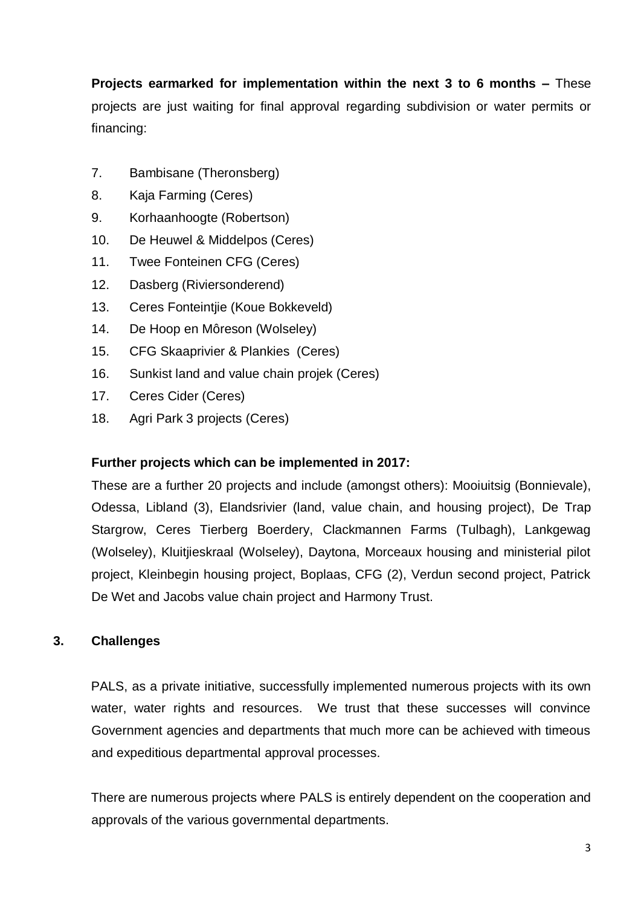**Projects earmarked for implementation within the next 3 to 6 months –** These projects are just waiting for final approval regarding subdivision or water permits or financing:

7. Bambisane (Theronsberg)
8. Kaja Farming (Ceres)
9. Korhaanhoogte (Robertson)
10. De Heuwel & Middelpos (Ceres)
11. Twee Fonteinen CFG (Ceres)
12. Dasberg (Riviersonderend)
13. Ceres Fonteintjie (Koue Bokkeveld)
14. De Hoop en Môreson (Wolseley)
15. CFG Skaaprivier & Plankies (Ceres)
16. Sunkist land and value chain projek (Ceres)
17. Ceres Cider (Ceres)
18. Agri Park 3 projects (Ceres)

**Further projects which can be implemented in 2017:**

These are a further 20 projects and include (amongst others): Mooiuitsig (Bonnievale), Odessa, Libland (3), Elandsrivier (land, value chain, and housing project), De Trap Stargrow, Ceres Tierberg Boerdery, Clackmannen Farms (Tulbagh), Lankgewag (Wolseley), Kluitjieskraal (Wolseley), Daytona, Morceaux housing and ministerial pilot project, Kleinbegin housing project, Boplaas, CFG (2), Verdun second project, Patrick De Wet and Jacobs value chain project and Harmony Trust.

## 3. Challenges

PALS, as a private initiative, successfully implemented numerous projects with its own water, water rights and resources. We trust that these successes will convince Government agencies and departments that much more can be achieved with timeous and expeditious departmental approval processes.

There are numerous projects where PALS is entirely dependent on the cooperation and approvals of the various governmental departments.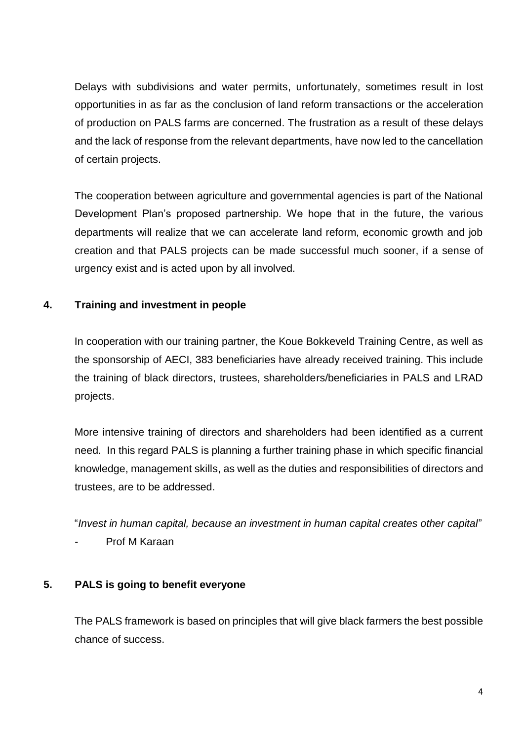Delays with subdivisions and water permits, unfortunately, sometimes result in lost opportunities in as far as the conclusion of land reform transactions or the acceleration of production on PALS farms are concerned. The frustration as a result of these delays and the lack of response from the relevant departments, have now led to the cancellation of certain projects.

The cooperation between agriculture and governmental agencies is part of the National Development Plan's proposed partnership. We hope that in the future, the various departments will realize that we can accelerate land reform, economic growth and job creation and that PALS projects can be made successful much sooner, if a sense of urgency exist and is acted upon by all involved.

## 4. Training and investment in people

In cooperation with our training partner, the Koue Bokkeveld Training Centre, as well as the sponsorship of AECI, 383 beneficiaries have already received training. This include the training of black directors, trustees, shareholders/beneficiaries in PALS and LRAD projects.

More intensive training of directors and shareholders had been identified as a current need. In this regard PALS is planning a further training phase in which specific financial knowledge, management skills, as well as the duties and responsibilities of directors and trustees, are to be addressed.

"*Invest in human capital, because an investment in human capital creates other capital*"

- Prof M Karaan

## 5. PALS is going to benefit everyone

The PALS framework is based on principles that will give black farmers the best possible chance of success.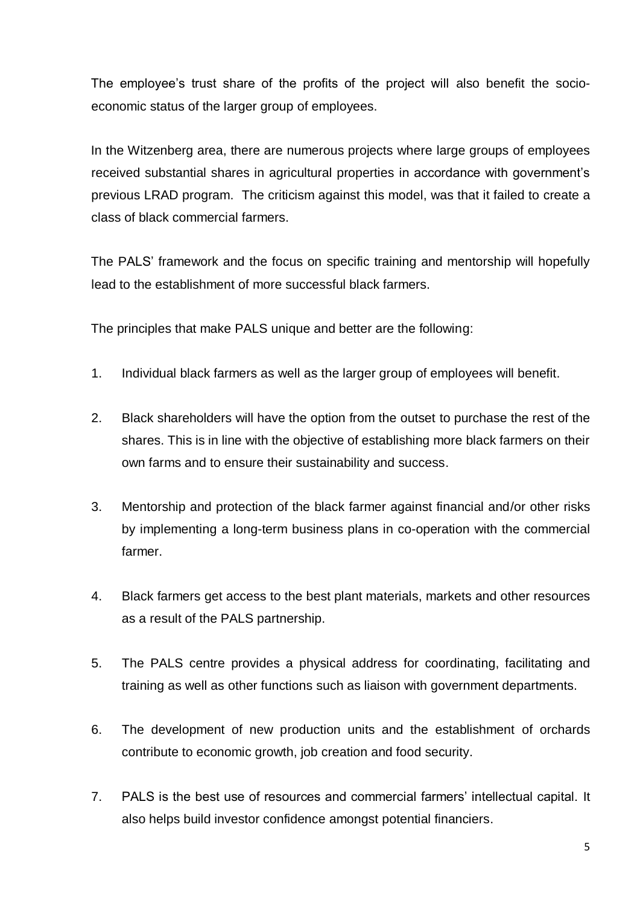The employee's trust share of the profits of the project will also benefit the socio-economic status of the larger group of employees.

In the Witzenberg area, there are numerous projects where large groups of employees received substantial shares in agricultural properties in accordance with government's previous LRAD program. The criticism against this model, was that it failed to create a class of black commercial farmers.

The PALS' framework and the focus on specific training and mentorship will hopefully lead to the establishment of more successful black farmers.

The principles that make PALS unique and better are the following:

1. Individual black farmers as well as the larger group of employees will benefit.

2. Black shareholders will have the option from the outset to purchase the rest of the shares. This is in line with the objective of establishing more black farmers on their own farms and to ensure their sustainability and success.

3. Mentorship and protection of the black farmer against financial and/or other risks by implementing a long-term business plans in co-operation with the commercial farmer.

4. Black farmers get access to the best plant materials, markets and other resources as a result of the PALS partnership.

5. The PALS centre provides a physical address for coordinating, facilitating and training as well as other functions such as liaison with government departments.

6. The development of new production units and the establishment of orchards contribute to economic growth, job creation and food security.

7. PALS is the best use of resources and commercial farmers' intellectual capital. It also helps build investor confidence amongst potential financiers.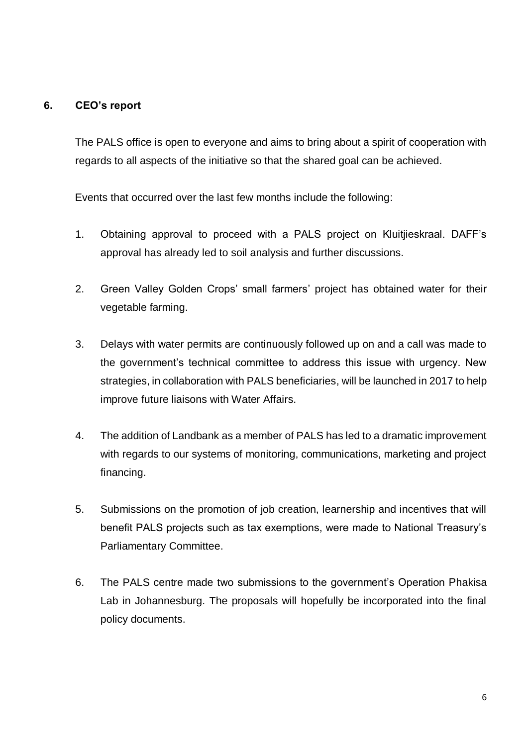## 6. CEO's report

The PALS office is open to everyone and aims to bring about a spirit of cooperation with regards to all aspects of the initiative so that the shared goal can be achieved.

Events that occurred over the last few months include the following:

1. Obtaining approval to proceed with a PALS project on Kluitjieskraal. DAFF's approval has already led to soil analysis and further discussions.

2. Green Valley Golden Crops' small farmers' project has obtained water for their vegetable farming.

3. Delays with water permits are continuously followed up on and a call was made to the government's technical committee to address this issue with urgency. New strategies, in collaboration with PALS beneficiaries, will be launched in 2017 to help improve future liaisons with Water Affairs.

4. The addition of Landbank as a member of PALS has led to a dramatic improvement with regards to our systems of monitoring, communications, marketing and project financing.

5. Submissions on the promotion of job creation, learnership and incentives that will benefit PALS projects such as tax exemptions, were made to National Treasury's Parliamentary Committee.

6. The PALS centre made two submissions to the government's Operation Phakisa Lab in Johannesburg. The proposals will hopefully be incorporated into the final policy documents.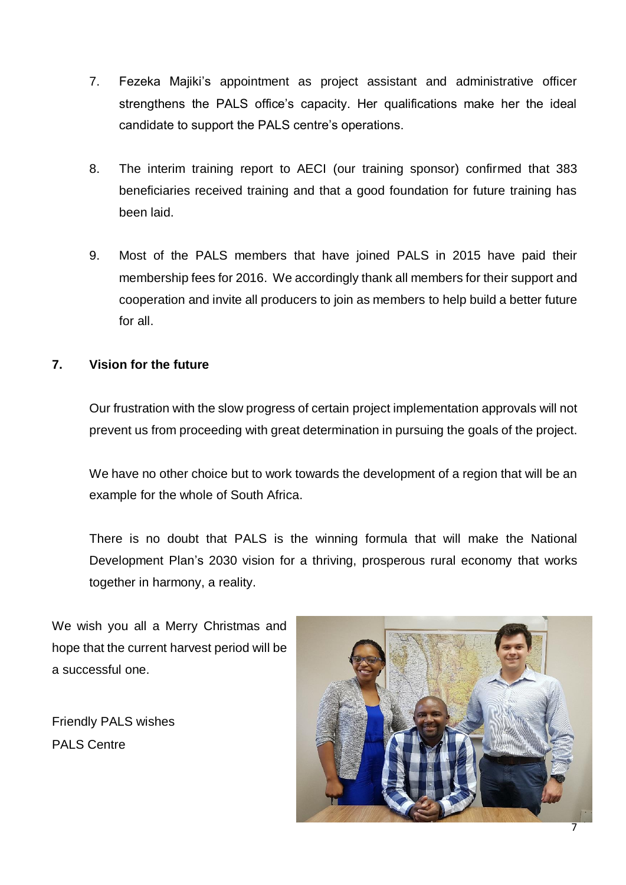7. Fezeka Majiki's appointment as project assistant and administrative officer strengthens the PALS office's capacity. Her qualifications make her the ideal candidate to support the PALS centre's operations.

8. The interim training report to AECI (our training sponsor) confirmed that 383 beneficiaries received training and that a good foundation for future training has been laid.

9. Most of the PALS members that have joined PALS in 2015 have paid their membership fees for 2016. We accordingly thank all members for their support and cooperation and invite all producers to join as members to help build a better future for all.

## 7. Vision for the future

Our frustration with the slow progress of certain project implementation approvals will not prevent us from proceeding with great determination in pursuing the goals of the project.

We have no other choice but to work towards the development of a region that will be an example for the whole of South Africa.

There is no doubt that PALS is the winning formula that will make the National Development Plan's 2030 vision for a thriving, prosperous rural economy that works together in harmony, a reality.

We wish you all a Merry Christmas and hope that the current harvest period will be a successful one.

Friendly PALS wishes
PALS Centre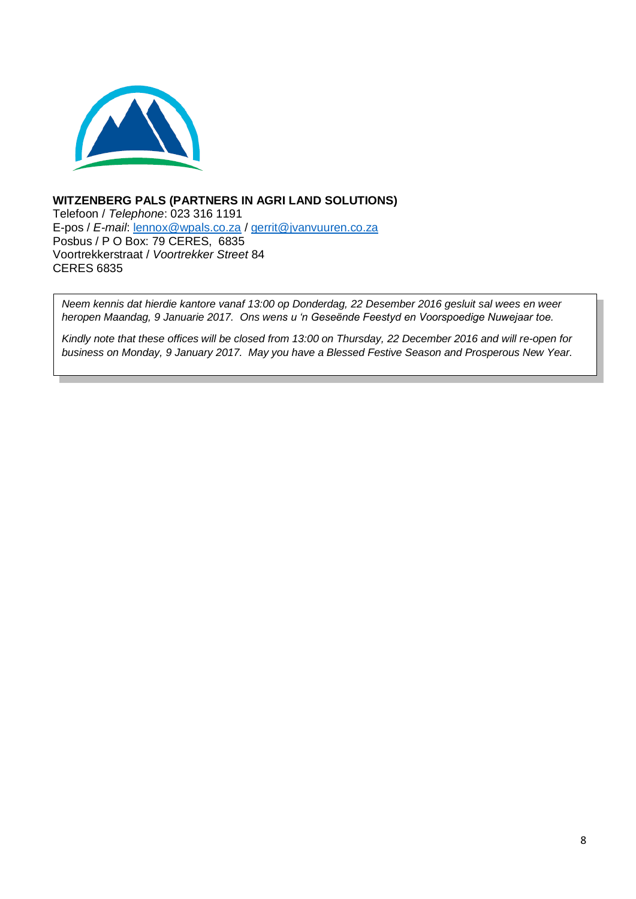**WITZENBERG PALS (PARTNERS IN AGRI LAND SOLUTIONS)**
Telefoon / *Telephone*: 023 316 1191
E-pos / *E-mail*: lennox@wpals.co.za / gerrit@jvanvuuren.co.za
Posbus / P O Box: 79 CERES, 6835
Voortrekkerstraat / *Voortrekker Street* 84
CERES 6835

*Neem kennis dat hierdie kantore vanaf 13:00 op Donderdag, 22 Desember 2016 gesluit sal wees en weer heropen Maandag, 9 Januarie 2017. Ons wens u 'n Geseënde Feestyd en Voorspoedige Nuwejaar toe.*

*Kindly note that these offices will be closed from 13:00 on Thursday, 22 December 2016 and will re-open for business on Monday, 9 January 2017. May you have a Blessed Festive Season and Prosperous New Year.*